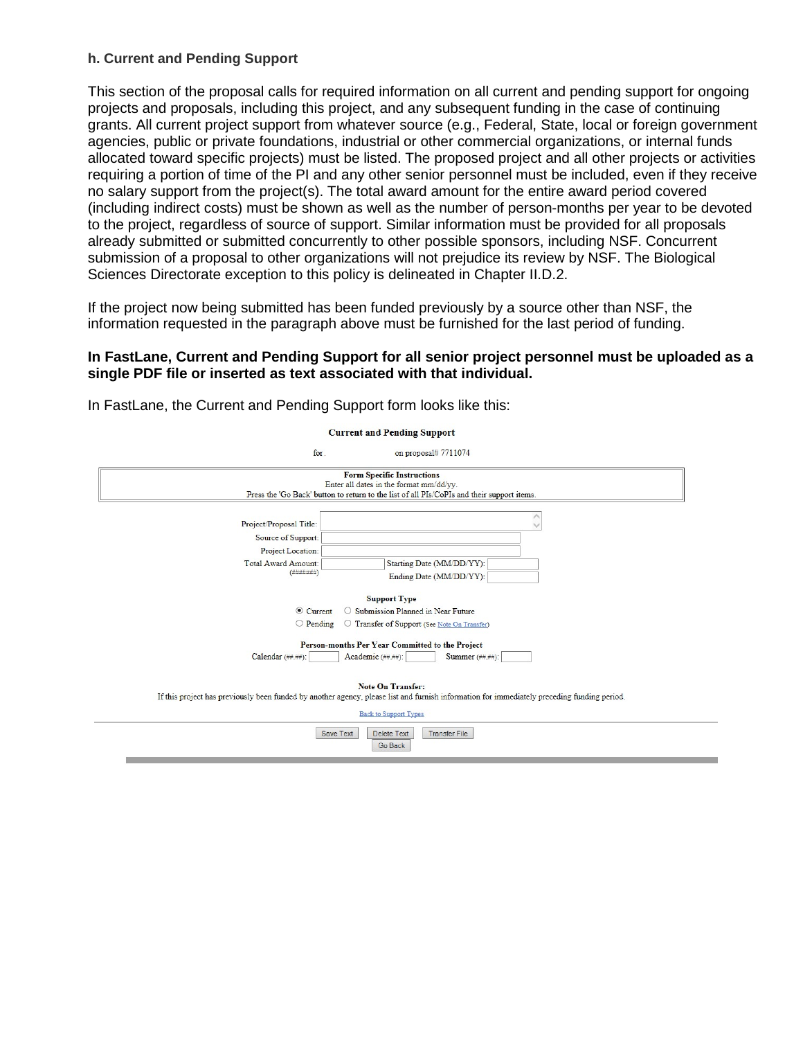### h. Current and Pending Support

This section of the proposal calls for required information on all current and pending support for ongoing projects and proposals, including this project, and any subsequent funding in the case of continuing grants. All current project support from whatever source (e.g., Federal, State, local or foreign government agencies, public or private foundations, industrial or other commercial organizations, or internal funds allocated toward specific projects) must be listed. The proposed project and all other projects or activities requiring a portion of time of the PI and any other senior personnel must be included, even if they receive no salary support from the project(s). The total award amount for the entire award period covered (including indirect costs) must be shown as well as the number of person-months per year to be devoted to the project, regardless of source of support. Similar information must be provided for all proposals already submitted or submitted concurrently to other possible sponsors, including NSF. Concurrent submission of a proposal to other organizations will not prejudice its review by NSF. The Biological Sciences Directorate exception to this policy is delineated in Chapter II.D.2.

If the project now being submitted has been funded previously by a source other than NSF, the information requested in the paragraph above must be furnished for the last period of funding.

**In FastLane, Current and Pending Support for all senior project personnel must be uploaded as a single PDF file or inserted as text associated with that individual.**

In FastLane, the Current and Pending Support form looks like this:

**Current and Pending Support**

for . on proposal# 7711074

**Form Specific Instructions**
Enter all dates in the format mm/dd/yy.
Press the 'Go Back' button to return to the list of all PIs/CoPIs and their support items.

Project/Proposal Title:
Source of Support:
Project Location:
Total Award Amount: (#######)
Starting Date (MM/DD/YY):
Ending Date (MM/DD/YY):

**Support Type**
Current | Submission Planned in Near Future
Pending | Transfer of Support (See Note On Transfer)

**Person-months Per Year Committed to the Project**
Calendar (##.##): Academic (##.##): Summer (##.##):

**Note On Transfer:**
If this project has previously been funded by another agency, please list and furnish information for immediately preceding funding period.

Back to Support Types

Save Text | Delete Text | Transfer File
Go Back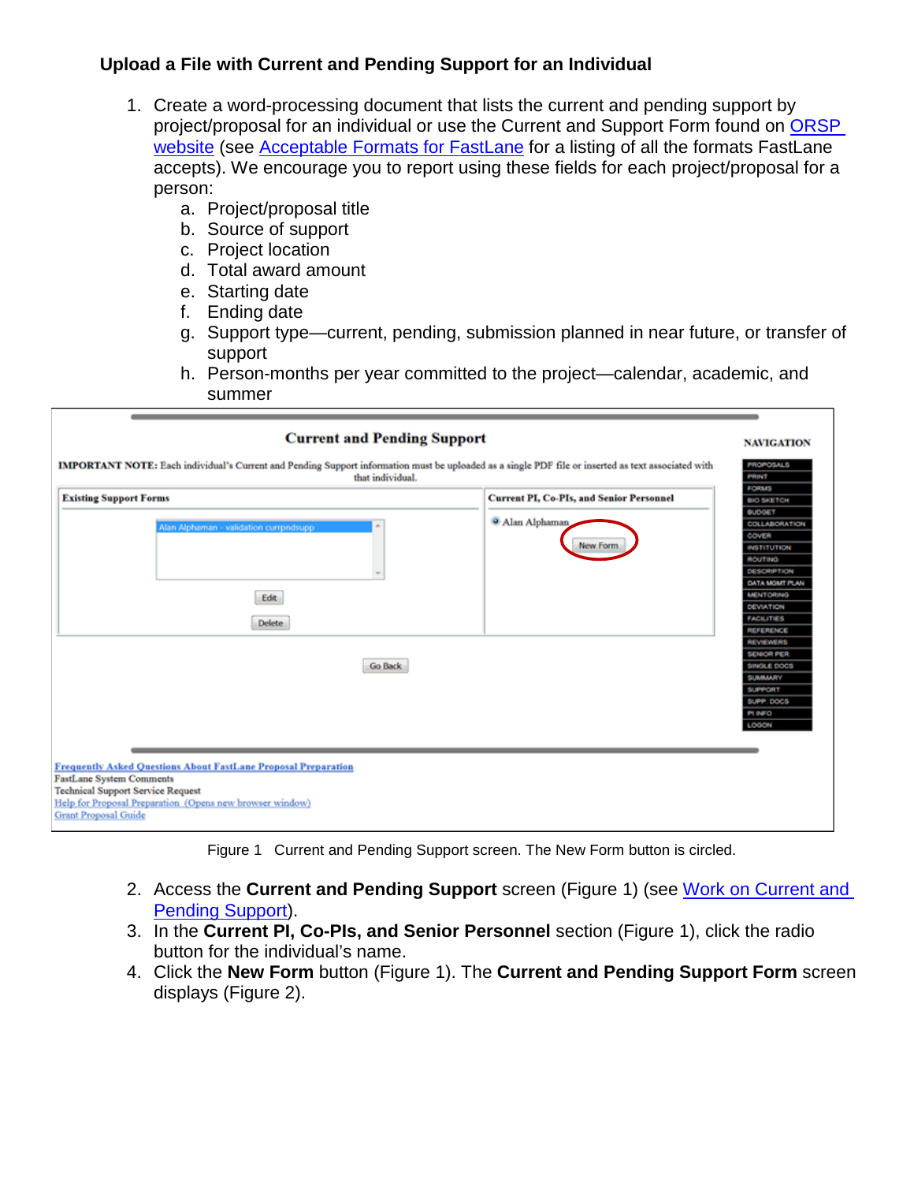### Upload a File with Current and Pending Support for an Individual

1. Create a word-processing document that lists the current and pending support by project/proposal for an individual or use the Current and Support Form found on [ORSP website](#) (see [Acceptable Formats for FastLane](#) for a listing of all the formats FastLane accepts). We encourage you to report using these fields for each project/proposal for a person:
   a. Project/proposal title
   b. Source of support
   c. Project location
   d. Total award amount
   e. Starting date
   f. Ending date
   g. Support type—current, pending, submission planned in near future, or transfer of support
   h. Person-months per year committed to the project—calendar, academic, and summer

Figure 1 Current and Pending Support screen. The New Form button is circled.

2. Access the **Current and Pending Support** screen (Figure 1) (see [Work on Current and Pending Support](#)).
3. In the **Current PI, Co-PIs, and Senior Personnel** section (Figure 1), click the radio button for the individual's name.
4. Click the **New Form** button (Figure 1). The **Current and Pending Support Form** screen displays (Figure 2).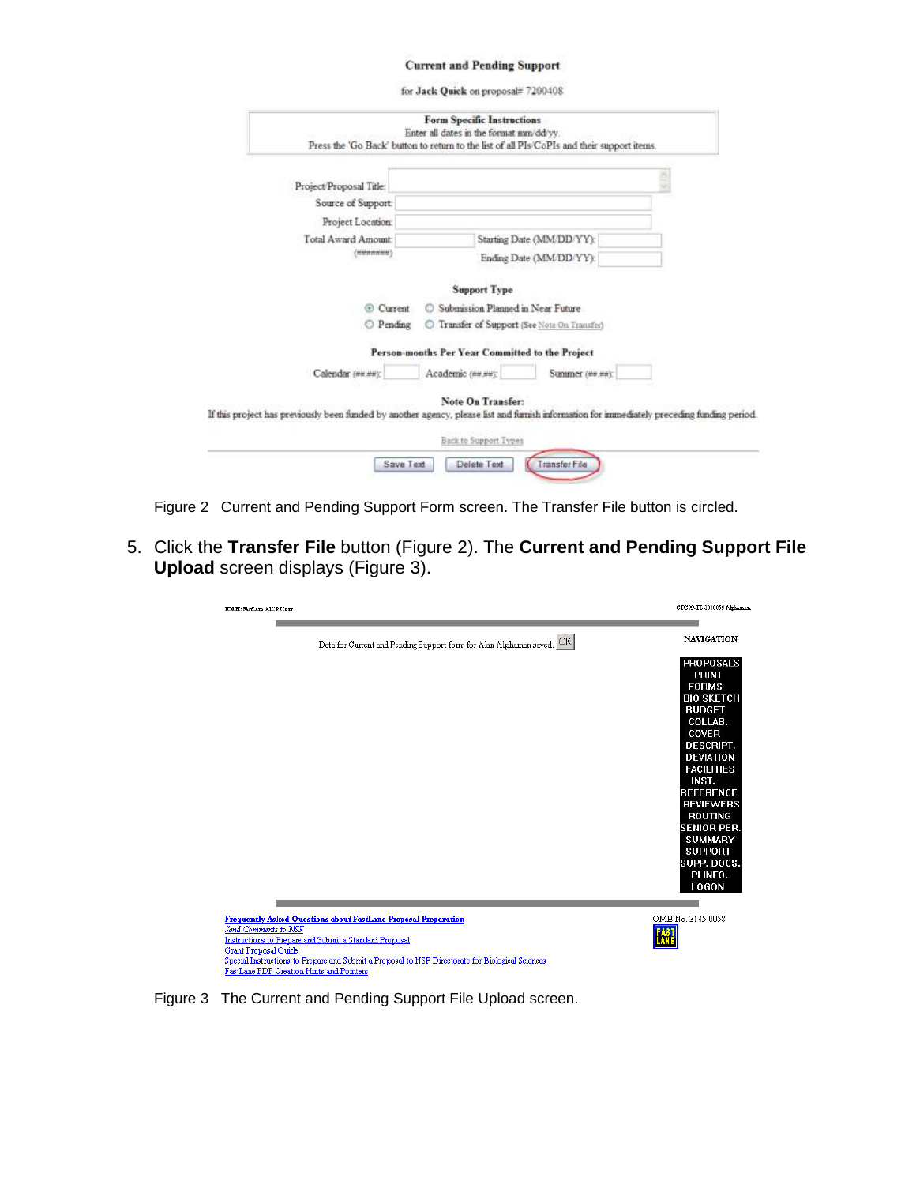Figure 2 Current and Pending Support Form screen. The Transfer File button is circled.

5. Click the **Transfer File** button (Figure 2). The **Current and Pending Support File Upload** screen displays (Figure 3).

Figure 3 The Current and Pending Support File Upload screen.